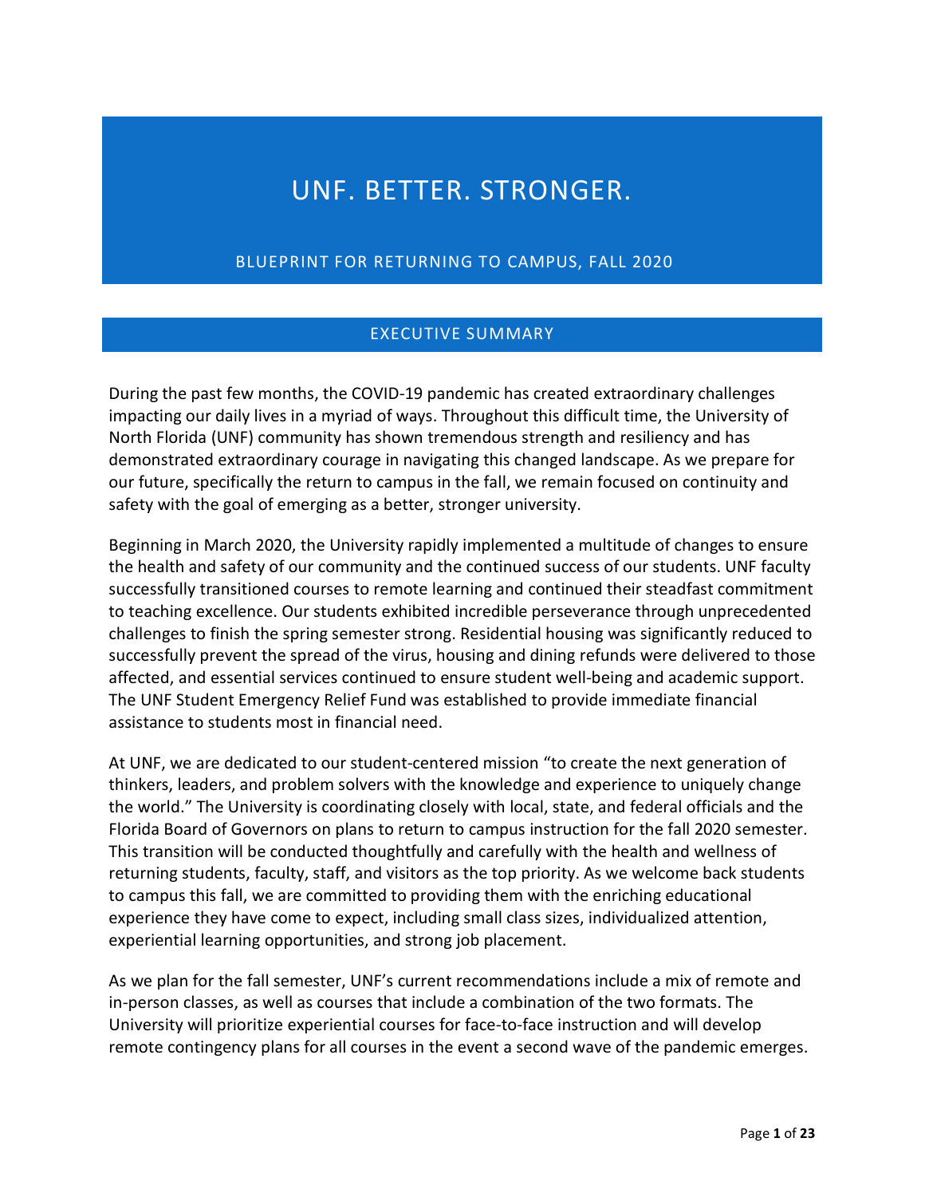# UNF. BETTER. STRONGER.

## BLUEPRINT FOR RETURNING TO CAMPUS, FALL 2020

## EXECUTIVE SUMMARY

During the past few months, the COVID-19 pandemic has created extraordinary challenges impacting our daily lives in a myriad of ways. Throughout this difficult time, the University of North Florida (UNF) community has shown tremendous strength and resiliency and has demonstrated extraordinary courage in navigating this changed landscape. As we prepare for our future, specifically the return to campus in the fall, we remain focused on continuity and safety with the goal of emerging as a better, stronger university.

Beginning in March 2020, the University rapidly implemented a multitude of changes to ensure the health and safety of our community and the continued success of our students. UNF faculty successfully transitioned courses to remote learning and continued their steadfast commitment to teaching excellence. Our students exhibited incredible perseverance through unprecedented challenges to finish the spring semester strong. Residential housing was significantly reduced to successfully prevent the spread of the virus, housing and dining refunds were delivered to those affected, and essential services continued to ensure student well-being and academic support. The UNF Student Emergency Relief Fund was established to provide immediate financial assistance to students most in financial need.

At UNF, we are dedicated to our student-centered mission "to create the next generation of thinkers, leaders, and problem solvers with the knowledge and experience to uniquely change the world." The University is coordinating closely with local, state, and federal officials and the Florida Board of Governors on plans to return to campus instruction for the fall 2020 semester. This transition will be conducted thoughtfully and carefully with the health and wellness of returning students, faculty, staff, and visitors as the top priority. As we welcome back students to campus this fall, we are committed to providing them with the enriching educational experience they have come to expect, including small class sizes, individualized attention, experiential learning opportunities, and strong job placement.

As we plan for the fall semester, UNF's current recommendations include a mix of remote and in-person classes, as well as courses that include a combination of the two formats. The University will prioritize experiential courses for face-to-face instruction and will develop remote contingency plans for all courses in the event a second wave of the pandemic emerges.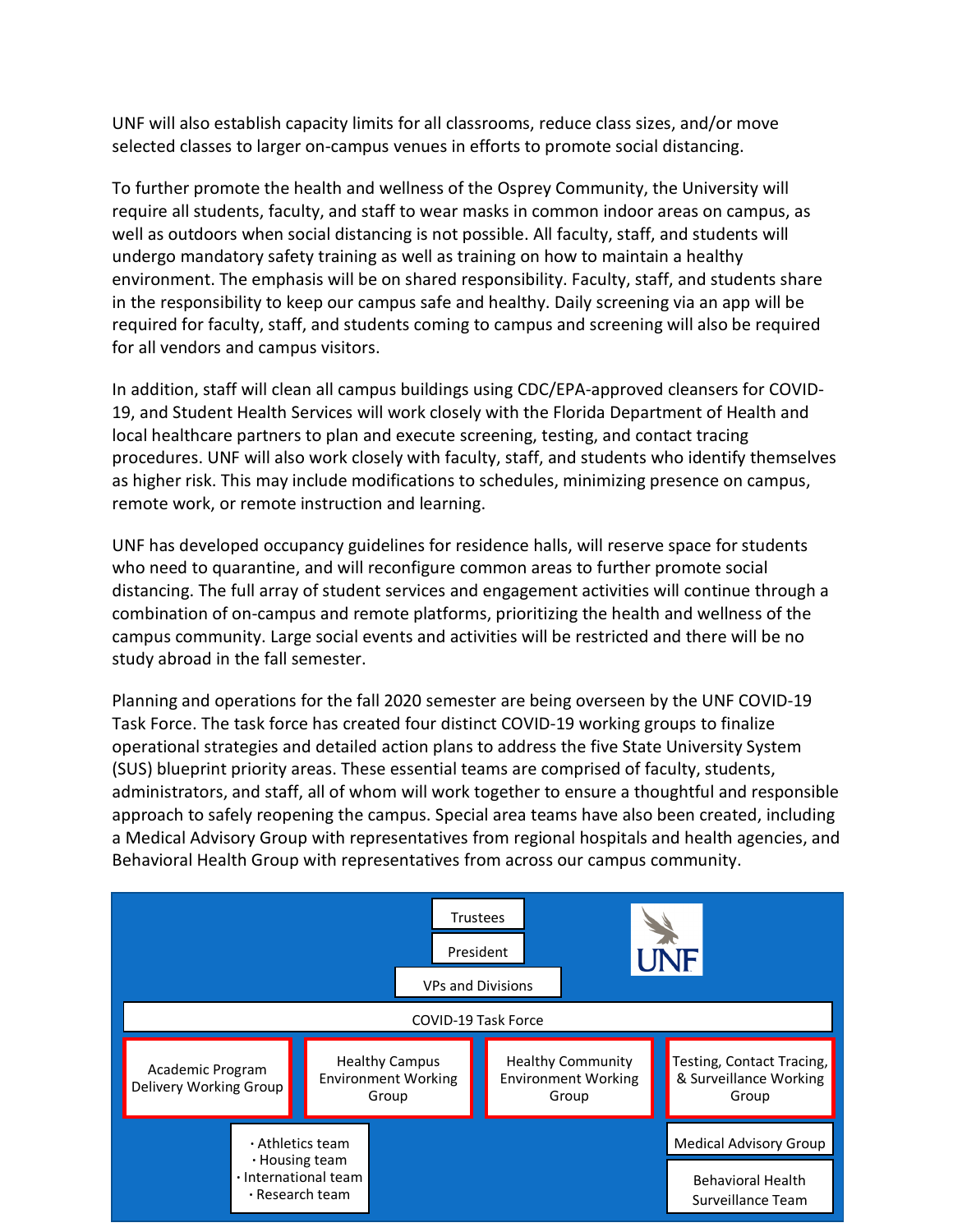UNF will also establish capacity limits for all classrooms, reduce class sizes, and/or move selected classes to larger on-campus venues in efforts to promote social distancing.

To further promote the health and wellness of the Osprey Community, the University will require all students, faculty, and staff to wear masks in common indoor areas on campus, as well as outdoors when social distancing is not possible. All faculty, staff, and students will undergo mandatory safety training as well as training on how to maintain a healthy environment. The emphasis will be on shared responsibility. Faculty, staff, and students share in the responsibility to keep our campus safe and healthy. Daily screening via an app will be required for faculty, staff, and students coming to campus and screening will also be required for all vendors and campus visitors.

In addition, staff will clean all campus buildings using CDC/EPA-approved cleansers for COVID-19, and Student Health Services will work closely with the Florida Department of Health and local healthcare partners to plan and execute screening, testing, and contact tracing procedures. UNF will also work closely with faculty, staff, and students who identify themselves as higher risk. This may include modifications to schedules, minimizing presence on campus, remote work, or remote instruction and learning.

UNF has developed occupancy guidelines for residence halls, will reserve space for students who need to quarantine, and will reconfigure common areas to further promote social distancing. The full array of student services and engagement activities will continue through a combination of on-campus and remote platforms, prioritizing the health and wellness of the campus community. Large social events and activities will be restricted and there will be no study abroad in the fall semester.

Planning and operations for the fall 2020 semester are being overseen by the UNF COVID-19 Task Force. The task force has created four distinct COVID-19 working groups to finalize operational strategies and detailed action plans to address the five State University System (SUS) blueprint priority areas. These essential teams are comprised of faculty, students, administrators, and staff, all of whom will work together to ensure a thoughtful and responsible approach to safely reopening the campus. Special area teams have also been created, including a Medical Advisory Group with representatives from regional hospitals and health agencies, and Behavioral Health Group with representatives from across our campus community.

UNF

- Trustees
  - President
    - VPs and Divisions
      - COVID-19 Task Force
        - Academic Program Delivery Working Group
        - Healthy Campus Environment Working Group
          - Athletics team
          - Housing team
          - International team
          - Research team
        - Healthy Community Environment Working Group
        - Testing, Contact Tracing, & Surveillance Working Group
          - Medical Advisory Group
          - Behavioral Health Surveillance Team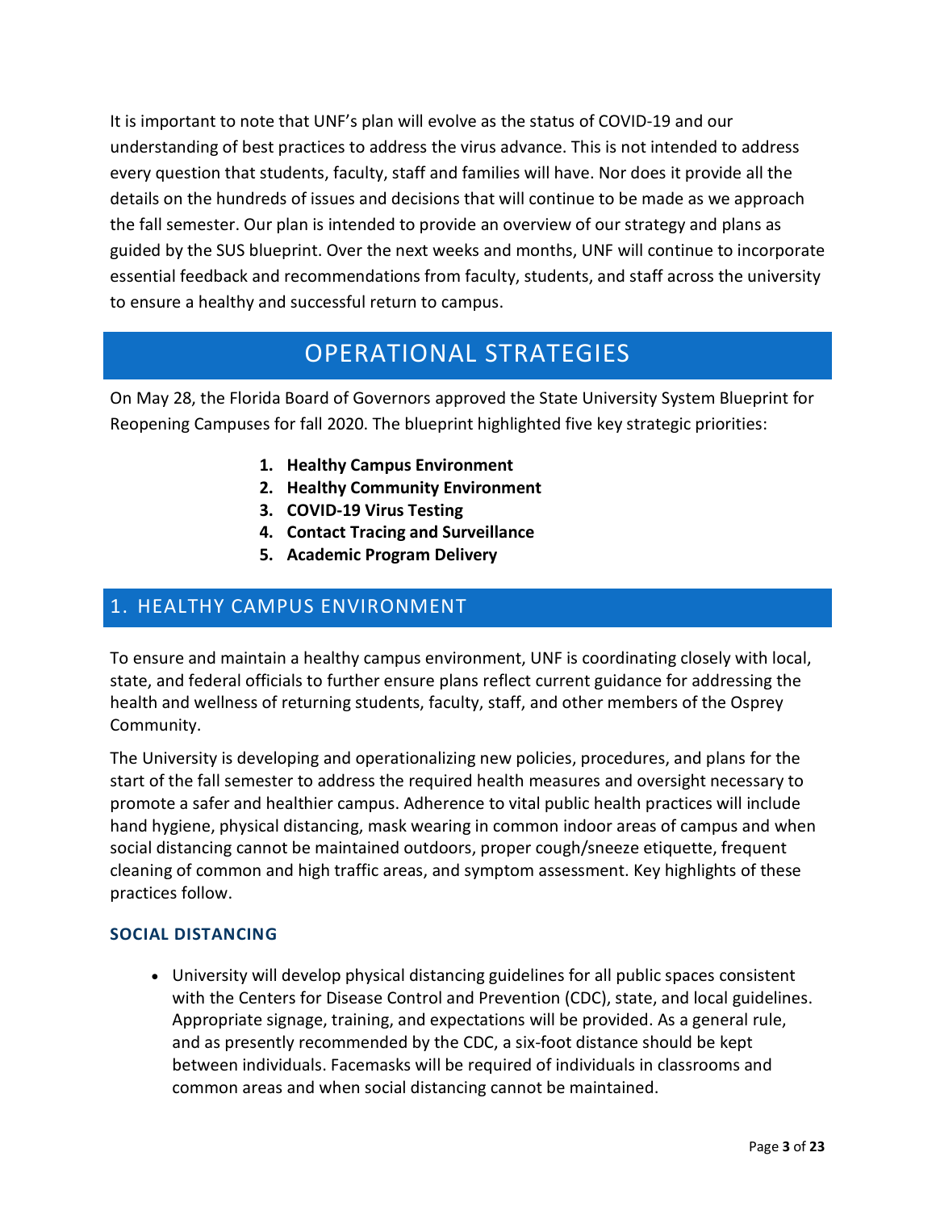It is important to note that UNF's plan will evolve as the status of COVID-19 and our understanding of best practices to address the virus advance. This is not intended to address every question that students, faculty, staff and families will have. Nor does it provide all the details on the hundreds of issues and decisions that will continue to be made as we approach the fall semester. Our plan is intended to provide an overview of our strategy and plans as guided by the SUS blueprint. Over the next weeks and months, UNF will continue to incorporate essential feedback and recommendations from faculty, students, and staff across the university to ensure a healthy and successful return to campus.

# OPERATIONAL STRATEGIES

On May 28, the Florida Board of Governors approved the State University System Blueprint for Reopening Campuses for fall 2020. The blueprint highlighted five key strategic priorities:

1. **Healthy Campus Environment**
2. **Healthy Community Environment**
3. **COVID-19 Virus Testing**
4. **Contact Tracing and Surveillance**
5. **Academic Program Delivery**

## 1. HEALTHY CAMPUS ENVIRONMENT

To ensure and maintain a healthy campus environment, UNF is coordinating closely with local, state, and federal officials to further ensure plans reflect current guidance for addressing the health and wellness of returning students, faculty, staff, and other members of the Osprey Community.

The University is developing and operationalizing new policies, procedures, and plans for the start of the fall semester to address the required health measures and oversight necessary to promote a safer and healthier campus. Adherence to vital public health practices will include hand hygiene, physical distancing, mask wearing in common indoor areas of campus and when social distancing cannot be maintained outdoors, proper cough/sneeze etiquette, frequent cleaning of common and high traffic areas, and symptom assessment. Key highlights of these practices follow.

### SOCIAL DISTANCING

- University will develop physical distancing guidelines for all public spaces consistent with the Centers for Disease Control and Prevention (CDC), state, and local guidelines. Appropriate signage, training, and expectations will be provided. As a general rule, and as presently recommended by the CDC, a six-foot distance should be kept between individuals. Facemasks will be required of individuals in classrooms and common areas and when social distancing cannot be maintained.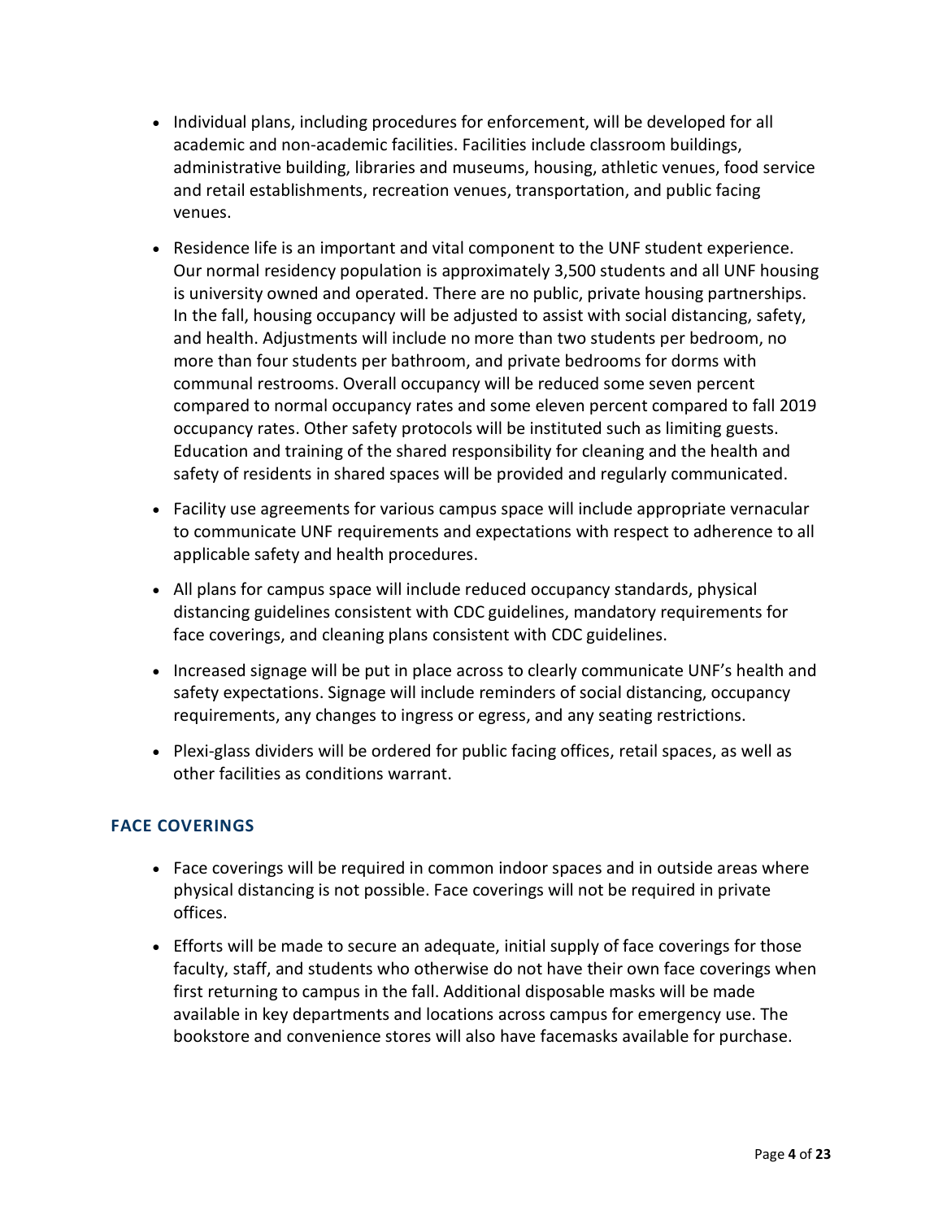- Individual plans, including procedures for enforcement, will be developed for all academic and non-academic facilities. Facilities include classroom buildings, administrative building, libraries and museums, housing, athletic venues, food service and retail establishments, recreation venues, transportation, and public facing venues.
- Residence life is an important and vital component to the UNF student experience. Our normal residency population is approximately 3,500 students and all UNF housing is university owned and operated. There are no public, private housing partnerships. In the fall, housing occupancy will be adjusted to assist with social distancing, safety, and health. Adjustments will include no more than two students per bedroom, no more than four students per bathroom, and private bedrooms for dorms with communal restrooms. Overall occupancy will be reduced some seven percent compared to normal occupancy rates and some eleven percent compared to fall 2019 occupancy rates. Other safety protocols will be instituted such as limiting guests. Education and training of the shared responsibility for cleaning and the health and safety of residents in shared spaces will be provided and regularly communicated.
- Facility use agreements for various campus space will include appropriate vernacular to communicate UNF requirements and expectations with respect to adherence to all applicable safety and health procedures.
- All plans for campus space will include reduced occupancy standards, physical distancing guidelines consistent with CDC guidelines, mandatory requirements for face coverings, and cleaning plans consistent with CDC guidelines.
- Increased signage will be put in place across to clearly communicate UNF's health and safety expectations. Signage will include reminders of social distancing, occupancy requirements, any changes to ingress or egress, and any seating restrictions.
- Plexi-glass dividers will be ordered for public facing offices, retail spaces, as well as other facilities as conditions warrant.

## FACE COVERINGS

- Face coverings will be required in common indoor spaces and in outside areas where physical distancing is not possible. Face coverings will not be required in private offices.
- Efforts will be made to secure an adequate, initial supply of face coverings for those faculty, staff, and students who otherwise do not have their own face coverings when first returning to campus in the fall. Additional disposable masks will be made available in key departments and locations across campus for emergency use. The bookstore and convenience stores will also have facemasks available for purchase.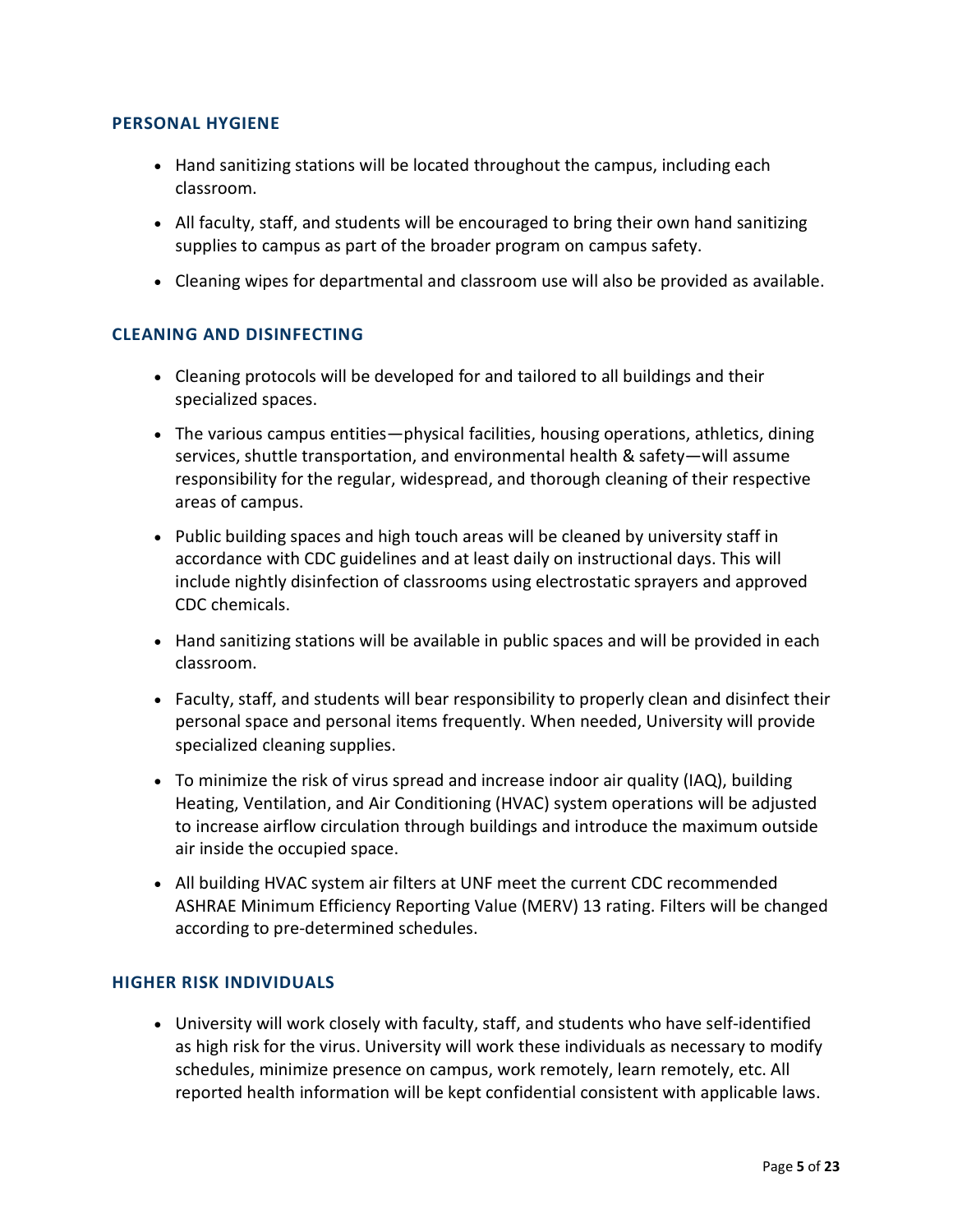### PERSONAL HYGIENE

- Hand sanitizing stations will be located throughout the campus, including each classroom.
- All faculty, staff, and students will be encouraged to bring their own hand sanitizing supplies to campus as part of the broader program on campus safety.
- Cleaning wipes for departmental and classroom use will also be provided as available.

### CLEANING AND DISINFECTING

- Cleaning protocols will be developed for and tailored to all buildings and their specialized spaces.
- The various campus entities—physical facilities, housing operations, athletics, dining services, shuttle transportation, and environmental health & safety—will assume responsibility for the regular, widespread, and thorough cleaning of their respective areas of campus.
- Public building spaces and high touch areas will be cleaned by university staff in accordance with CDC guidelines and at least daily on instructional days. This will include nightly disinfection of classrooms using electrostatic sprayers and approved CDC chemicals.
- Hand sanitizing stations will be available in public spaces and will be provided in each classroom.
- Faculty, staff, and students will bear responsibility to properly clean and disinfect their personal space and personal items frequently. When needed, University will provide specialized cleaning supplies.
- To minimize the risk of virus spread and increase indoor air quality (IAQ), building Heating, Ventilation, and Air Conditioning (HVAC) system operations will be adjusted to increase airflow circulation through buildings and introduce the maximum outside air inside the occupied space.
- All building HVAC system air filters at UNF meet the current CDC recommended ASHRAE Minimum Efficiency Reporting Value (MERV) 13 rating. Filters will be changed according to pre-determined schedules.

### HIGHER RISK INDIVIDUALS

- University will work closely with faculty, staff, and students who have self-identified as high risk for the virus. University will work these individuals as necessary to modify schedules, minimize presence on campus, work remotely, learn remotely, etc. All reported health information will be kept confidential consistent with applicable laws.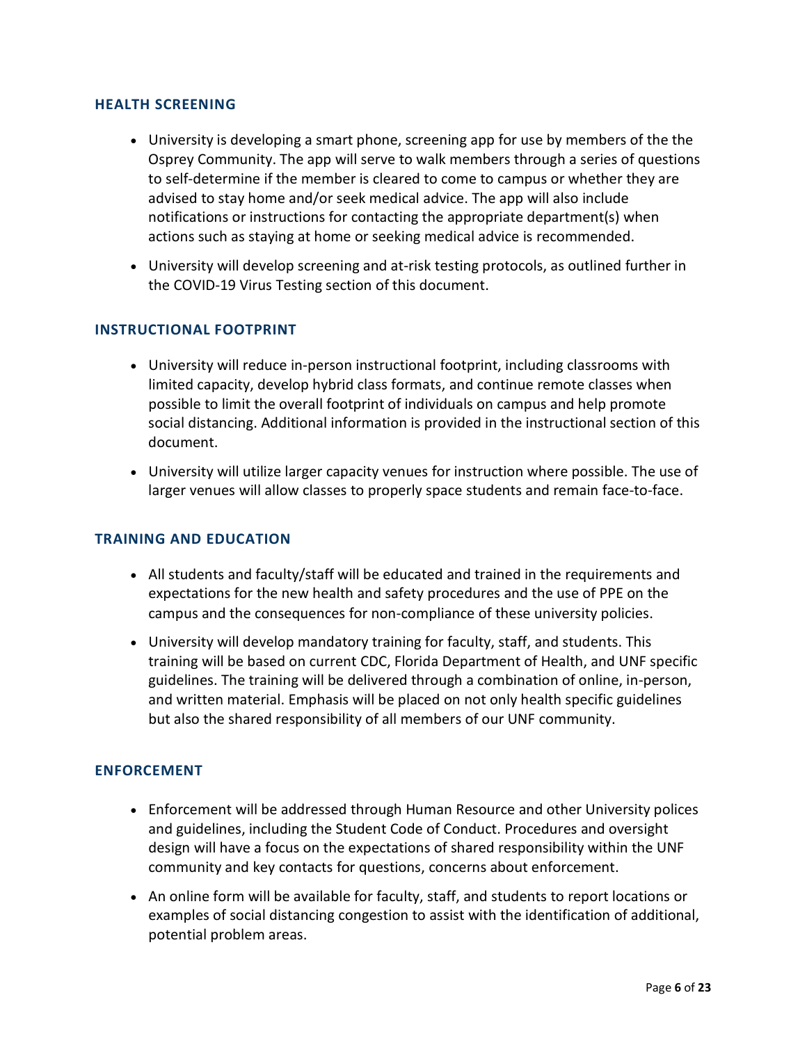## HEALTH SCREENING

- University is developing a smart phone, screening app for use by members of the the Osprey Community. The app will serve to walk members through a series of questions to self-determine if the member is cleared to come to campus or whether they are advised to stay home and/or seek medical advice. The app will also include notifications or instructions for contacting the appropriate department(s) when actions such as staying at home or seeking medical advice is recommended.
- University will develop screening and at-risk testing protocols, as outlined further in the COVID-19 Virus Testing section of this document.

## INSTRUCTIONAL FOOTPRINT

- University will reduce in-person instructional footprint, including classrooms with limited capacity, develop hybrid class formats, and continue remote classes when possible to limit the overall footprint of individuals on campus and help promote social distancing. Additional information is provided in the instructional section of this document.
- University will utilize larger capacity venues for instruction where possible. The use of larger venues will allow classes to properly space students and remain face-to-face.

## TRAINING AND EDUCATION

- All students and faculty/staff will be educated and trained in the requirements and expectations for the new health and safety procedures and the use of PPE on the campus and the consequences for non-compliance of these university policies.
- University will develop mandatory training for faculty, staff, and students. This training will be based on current CDC, Florida Department of Health, and UNF specific guidelines. The training will be delivered through a combination of online, in-person, and written material. Emphasis will be placed on not only health specific guidelines but also the shared responsibility of all members of our UNF community.

## ENFORCEMENT

- Enforcement will be addressed through Human Resource and other University polices and guidelines, including the Student Code of Conduct. Procedures and oversight design will have a focus on the expectations of shared responsibility within the UNF community and key contacts for questions, concerns about enforcement.
- An online form will be available for faculty, staff, and students to report locations or examples of social distancing congestion to assist with the identification of additional, potential problem areas.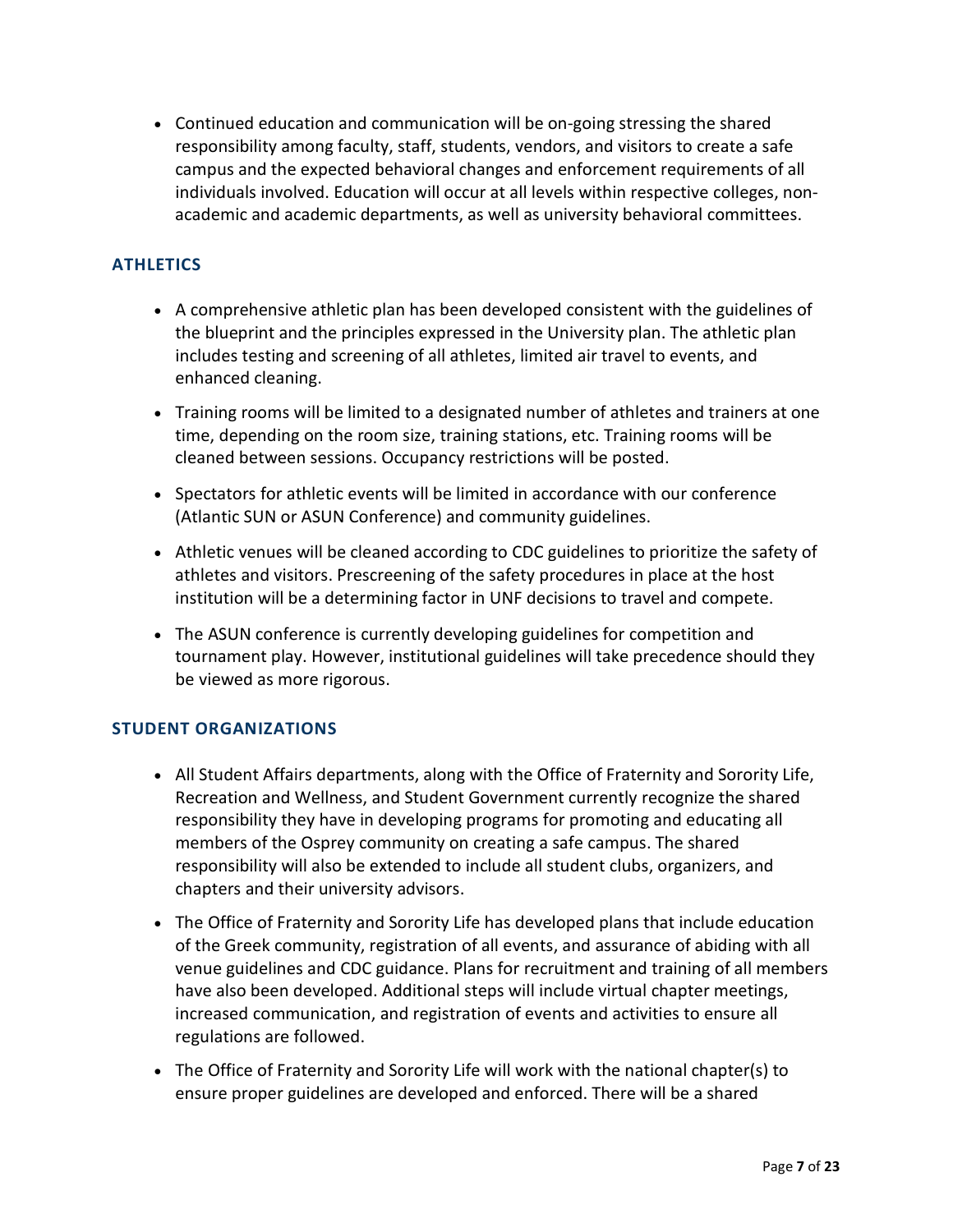- Continued education and communication will be on-going stressing the shared responsibility among faculty, staff, students, vendors, and visitors to create a safe campus and the expected behavioral changes and enforcement requirements of all individuals involved. Education will occur at all levels within respective colleges, non-academic and academic departments, as well as university behavioral committees.

## ATHLETICS

- A comprehensive athletic plan has been developed consistent with the guidelines of the blueprint and the principles expressed in the University plan. The athletic plan includes testing and screening of all athletes, limited air travel to events, and enhanced cleaning.
- Training rooms will be limited to a designated number of athletes and trainers at one time, depending on the room size, training stations, etc. Training rooms will be cleaned between sessions. Occupancy restrictions will be posted.
- Spectators for athletic events will be limited in accordance with our conference (Atlantic SUN or ASUN Conference) and community guidelines.
- Athletic venues will be cleaned according to CDC guidelines to prioritize the safety of athletes and visitors. Prescreening of the safety procedures in place at the host institution will be a determining factor in UNF decisions to travel and compete.
- The ASUN conference is currently developing guidelines for competition and tournament play. However, institutional guidelines will take precedence should they be viewed as more rigorous.

## STUDENT ORGANIZATIONS

- All Student Affairs departments, along with the Office of Fraternity and Sorority Life, Recreation and Wellness, and Student Government currently recognize the shared responsibility they have in developing programs for promoting and educating all members of the Osprey community on creating a safe campus. The shared responsibility will also be extended to include all student clubs, organizers, and chapters and their university advisors.
- The Office of Fraternity and Sorority Life has developed plans that include education of the Greek community, registration of all events, and assurance of abiding with all venue guidelines and CDC guidance. Plans for recruitment and training of all members have also been developed. Additional steps will include virtual chapter meetings, increased communication, and registration of events and activities to ensure all regulations are followed.
- The Office of Fraternity and Sorority Life will work with the national chapter(s) to ensure proper guidelines are developed and enforced. There will be a shared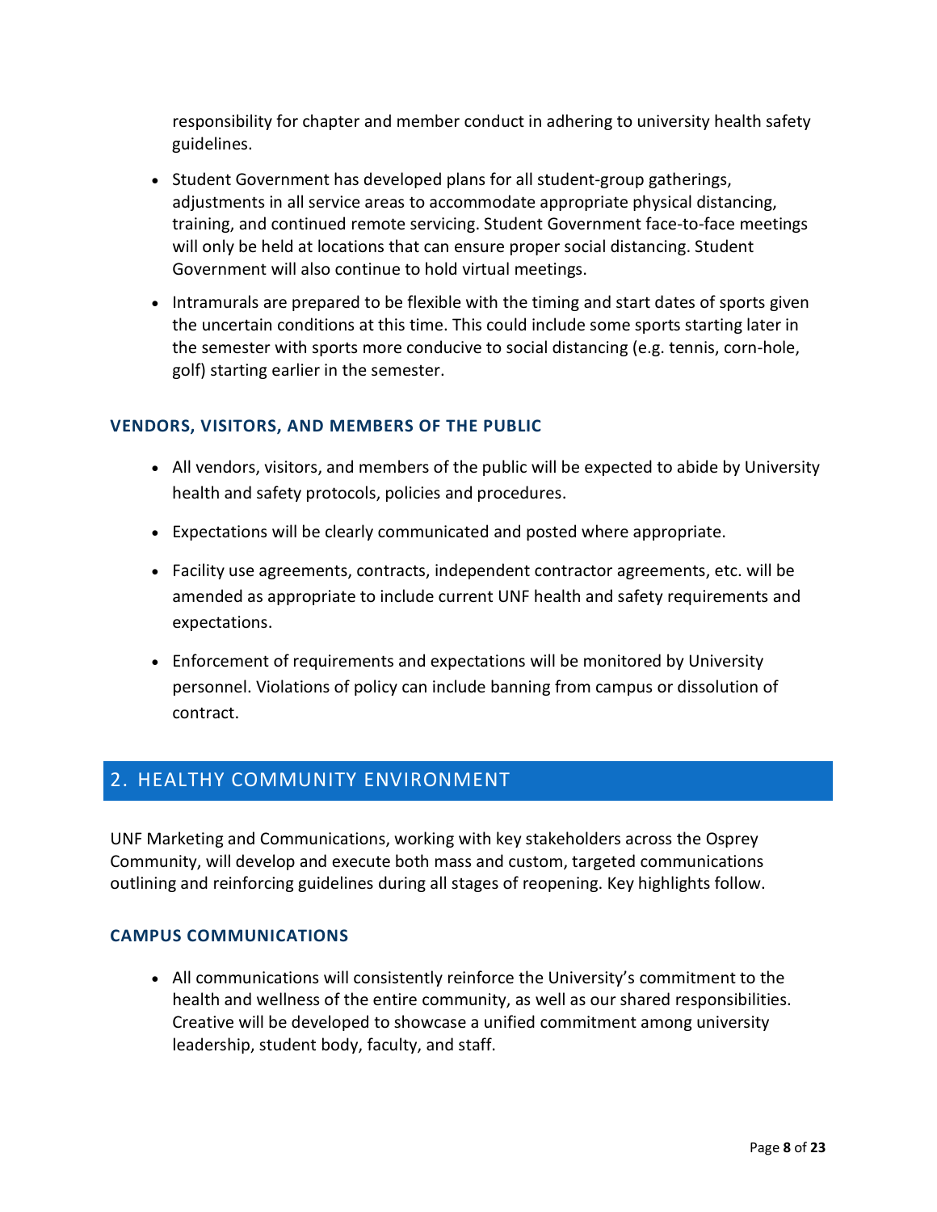responsibility for chapter and member conduct in adhering to university health safety guidelines.

- Student Government has developed plans for all student-group gatherings, adjustments in all service areas to accommodate appropriate physical distancing, training, and continued remote servicing. Student Government face-to-face meetings will only be held at locations that can ensure proper social distancing. Student Government will also continue to hold virtual meetings.
- Intramurals are prepared to be flexible with the timing and start dates of sports given the uncertain conditions at this time. This could include some sports starting later in the semester with sports more conducive to social distancing (e.g. tennis, corn-hole, golf) starting earlier in the semester.

### VENDORS, VISITORS, AND MEMBERS OF THE PUBLIC

- All vendors, visitors, and members of the public will be expected to abide by University health and safety protocols, policies and procedures.
- Expectations will be clearly communicated and posted where appropriate.
- Facility use agreements, contracts, independent contractor agreements, etc. will be amended as appropriate to include current UNF health and safety requirements and expectations.
- Enforcement of requirements and expectations will be monitored by University personnel. Violations of policy can include banning from campus or dissolution of contract.

## 2. HEALTHY COMMUNITY ENVIRONMENT

UNF Marketing and Communications, working with key stakeholders across the Osprey Community, will develop and execute both mass and custom, targeted communications outlining and reinforcing guidelines during all stages of reopening. Key highlights follow.

### CAMPUS COMMUNICATIONS

- All communications will consistently reinforce the University's commitment to the health and wellness of the entire community, as well as our shared responsibilities. Creative will be developed to showcase a unified commitment among university leadership, student body, faculty, and staff.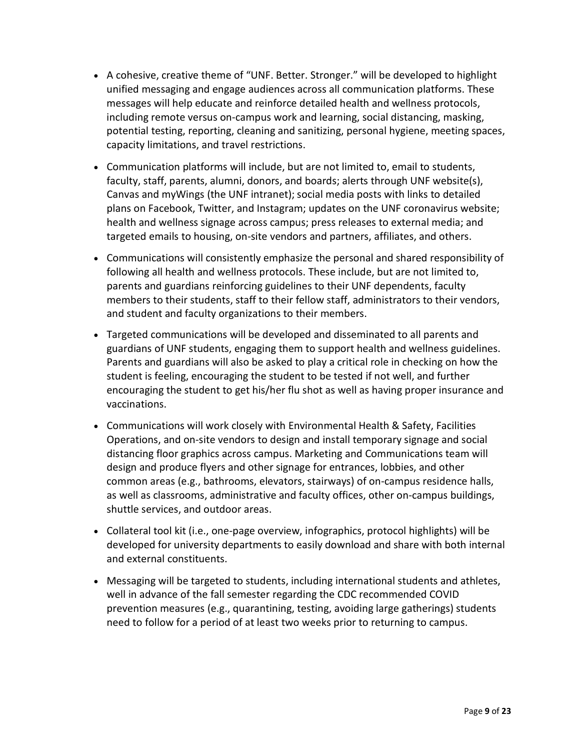- A cohesive, creative theme of "UNF. Better. Stronger." will be developed to highlight unified messaging and engage audiences across all communication platforms. These messages will help educate and reinforce detailed health and wellness protocols, including remote versus on-campus work and learning, social distancing, masking, potential testing, reporting, cleaning and sanitizing, personal hygiene, meeting spaces, capacity limitations, and travel restrictions.
- Communication platforms will include, but are not limited to, email to students, faculty, staff, parents, alumni, donors, and boards; alerts through UNF website(s), Canvas and myWings (the UNF intranet); social media posts with links to detailed plans on Facebook, Twitter, and Instagram; updates on the UNF coronavirus website; health and wellness signage across campus; press releases to external media; and targeted emails to housing, on-site vendors and partners, affiliates, and others.
- Communications will consistently emphasize the personal and shared responsibility of following all health and wellness protocols. These include, but are not limited to, parents and guardians reinforcing guidelines to their UNF dependents, faculty members to their students, staff to their fellow staff, administrators to their vendors, and student and faculty organizations to their members.
- Targeted communications will be developed and disseminated to all parents and guardians of UNF students, engaging them to support health and wellness guidelines. Parents and guardians will also be asked to play a critical role in checking on how the student is feeling, encouraging the student to be tested if not well, and further encouraging the student to get his/her flu shot as well as having proper insurance and vaccinations.
- Communications will work closely with Environmental Health & Safety, Facilities Operations, and on-site vendors to design and install temporary signage and social distancing floor graphics across campus. Marketing and Communications team will design and produce flyers and other signage for entrances, lobbies, and other common areas (e.g., bathrooms, elevators, stairways) of on-campus residence halls, as well as classrooms, administrative and faculty offices, other on-campus buildings, shuttle services, and outdoor areas.
- Collateral tool kit (i.e., one-page overview, infographics, protocol highlights) will be developed for university departments to easily download and share with both internal and external constituents.
- Messaging will be targeted to students, including international students and athletes, well in advance of the fall semester regarding the CDC recommended COVID prevention measures (e.g., quarantining, testing, avoiding large gatherings) students need to follow for a period of at least two weeks prior to returning to campus.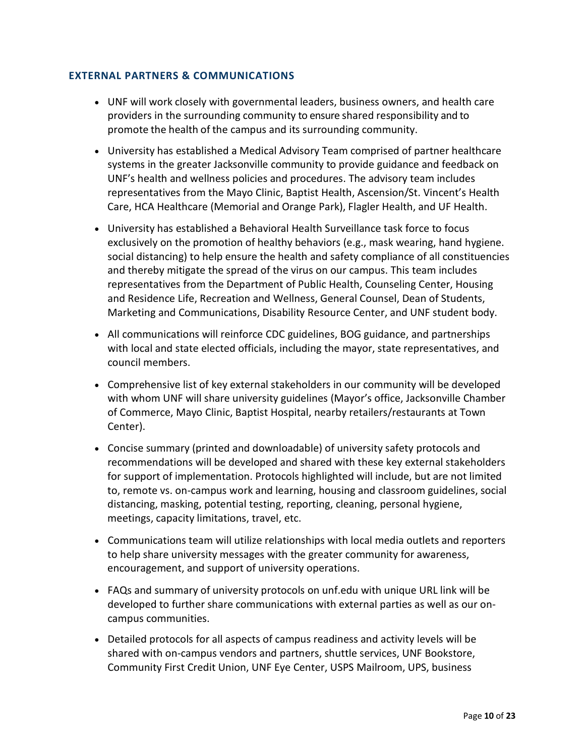### EXTERNAL PARTNERS & COMMUNICATIONS

- UNF will work closely with governmental leaders, business owners, and health care providers in the surrounding community to ensure shared responsibility and to promote the health of the campus and its surrounding community.
- University has established a Medical Advisory Team comprised of partner healthcare systems in the greater Jacksonville community to provide guidance and feedback on UNF's health and wellness policies and procedures. The advisory team includes representatives from the Mayo Clinic, Baptist Health, Ascension/St. Vincent's Health Care, HCA Healthcare (Memorial and Orange Park), Flagler Health, and UF Health.
- University has established a Behavioral Health Surveillance task force to focus exclusively on the promotion of healthy behaviors (e.g., mask wearing, hand hygiene. social distancing) to help ensure the health and safety compliance of all constituencies and thereby mitigate the spread of the virus on our campus. This team includes representatives from the Department of Public Health, Counseling Center, Housing and Residence Life, Recreation and Wellness, General Counsel, Dean of Students, Marketing and Communications, Disability Resource Center, and UNF student body.
- All communications will reinforce CDC guidelines, BOG guidance, and partnerships with local and state elected officials, including the mayor, state representatives, and council members.
- Comprehensive list of key external stakeholders in our community will be developed with whom UNF will share university guidelines (Mayor's office, Jacksonville Chamber of Commerce, Mayo Clinic, Baptist Hospital, nearby retailers/restaurants at Town Center).
- Concise summary (printed and downloadable) of university safety protocols and recommendations will be developed and shared with these key external stakeholders for support of implementation. Protocols highlighted will include, but are not limited to, remote vs. on-campus work and learning, housing and classroom guidelines, social distancing, masking, potential testing, reporting, cleaning, personal hygiene, meetings, capacity limitations, travel, etc.
- Communications team will utilize relationships with local media outlets and reporters to help share university messages with the greater community for awareness, encouragement, and support of university operations.
- FAQs and summary of university protocols on unf.edu with unique URL link will be developed to further share communications with external parties as well as our on-campus communities.
- Detailed protocols for all aspects of campus readiness and activity levels will be shared with on-campus vendors and partners, shuttle services, UNF Bookstore, Community First Credit Union, UNF Eye Center, USPS Mailroom, UPS, business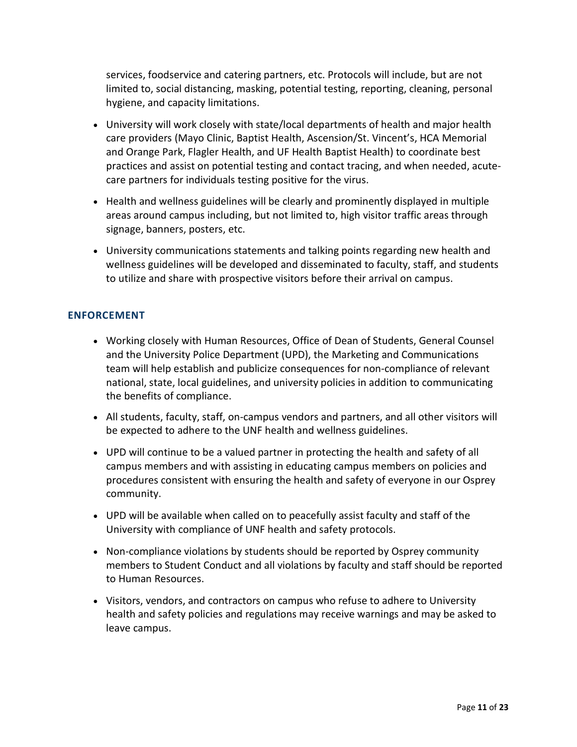services, foodservice and catering partners, etc. Protocols will include, but are not limited to, social distancing, masking, potential testing, reporting, cleaning, personal hygiene, and capacity limitations.

- University will work closely with state/local departments of health and major health care providers (Mayo Clinic, Baptist Health, Ascension/St. Vincent's, HCA Memorial and Orange Park, Flagler Health, and UF Health Baptist Health) to coordinate best practices and assist on potential testing and contact tracing, and when needed, acute-care partners for individuals testing positive for the virus.
- Health and wellness guidelines will be clearly and prominently displayed in multiple areas around campus including, but not limited to, high visitor traffic areas through signage, banners, posters, etc.
- University communications statements and talking points regarding new health and wellness guidelines will be developed and disseminated to faculty, staff, and students to utilize and share with prospective visitors before their arrival on campus.

## ENFORCEMENT

- Working closely with Human Resources, Office of Dean of Students, General Counsel and the University Police Department (UPD), the Marketing and Communications team will help establish and publicize consequences for non-compliance of relevant national, state, local guidelines, and university policies in addition to communicating the benefits of compliance.
- All students, faculty, staff, on-campus vendors and partners, and all other visitors will be expected to adhere to the UNF health and wellness guidelines.
- UPD will continue to be a valued partner in protecting the health and safety of all campus members and with assisting in educating campus members on policies and procedures consistent with ensuring the health and safety of everyone in our Osprey community.
- UPD will be available when called on to peacefully assist faculty and staff of the University with compliance of UNF health and safety protocols.
- Non-compliance violations by students should be reported by Osprey community members to Student Conduct and all violations by faculty and staff should be reported to Human Resources.
- Visitors, vendors, and contractors on campus who refuse to adhere to University health and safety policies and regulations may receive warnings and may be asked to leave campus.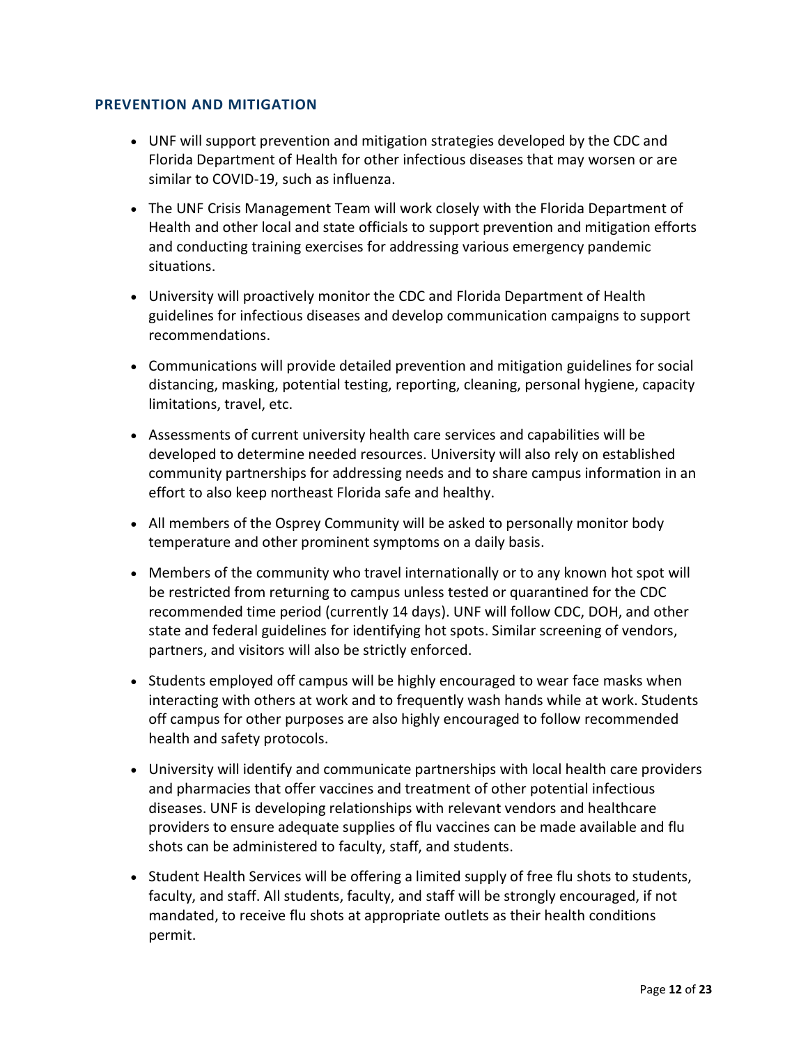### PREVENTION AND MITIGATION

- UNF will support prevention and mitigation strategies developed by the CDC and Florida Department of Health for other infectious diseases that may worsen or are similar to COVID-19, such as influenza.
- The UNF Crisis Management Team will work closely with the Florida Department of Health and other local and state officials to support prevention and mitigation efforts and conducting training exercises for addressing various emergency pandemic situations.
- University will proactively monitor the CDC and Florida Department of Health guidelines for infectious diseases and develop communication campaigns to support recommendations.
- Communications will provide detailed prevention and mitigation guidelines for social distancing, masking, potential testing, reporting, cleaning, personal hygiene, capacity limitations, travel, etc.
- Assessments of current university health care services and capabilities will be developed to determine needed resources. University will also rely on established community partnerships for addressing needs and to share campus information in an effort to also keep northeast Florida safe and healthy.
- All members of the Osprey Community will be asked to personally monitor body temperature and other prominent symptoms on a daily basis.
- Members of the community who travel internationally or to any known hot spot will be restricted from returning to campus unless tested or quarantined for the CDC recommended time period (currently 14 days). UNF will follow CDC, DOH, and other state and federal guidelines for identifying hot spots. Similar screening of vendors, partners, and visitors will also be strictly enforced.
- Students employed off campus will be highly encouraged to wear face masks when interacting with others at work and to frequently wash hands while at work. Students off campus for other purposes are also highly encouraged to follow recommended health and safety protocols.
- University will identify and communicate partnerships with local health care providers and pharmacies that offer vaccines and treatment of other potential infectious diseases. UNF is developing relationships with relevant vendors and healthcare providers to ensure adequate supplies of flu vaccines can be made available and flu shots can be administered to faculty, staff, and students.
- Student Health Services will be offering a limited supply of free flu shots to students, faculty, and staff. All students, faculty, and staff will be strongly encouraged, if not mandated, to receive flu shots at appropriate outlets as their health conditions permit.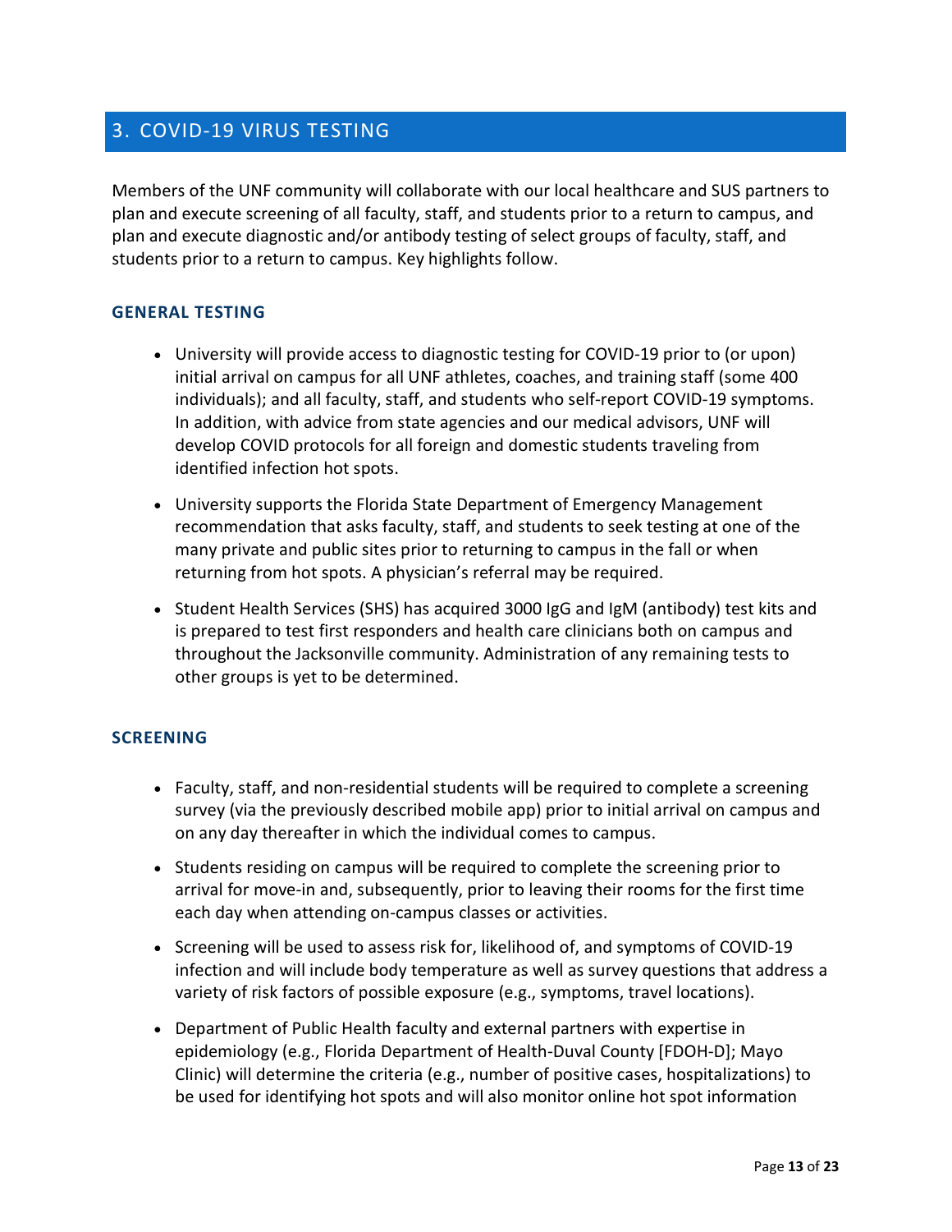## 3. COVID-19 VIRUS TESTING

Members of the UNF community will collaborate with our local healthcare and SUS partners to plan and execute screening of all faculty, staff, and students prior to a return to campus, and plan and execute diagnostic and/or antibody testing of select groups of faculty, staff, and students prior to a return to campus. Key highlights follow.

### GENERAL TESTING

- University will provide access to diagnostic testing for COVID-19 prior to (or upon) initial arrival on campus for all UNF athletes, coaches, and training staff (some 400 individuals); and all faculty, staff, and students who self-report COVID-19 symptoms. In addition, with advice from state agencies and our medical advisors, UNF will develop COVID protocols for all foreign and domestic students traveling from identified infection hot spots.
- University supports the Florida State Department of Emergency Management recommendation that asks faculty, staff, and students to seek testing at one of the many private and public sites prior to returning to campus in the fall or when returning from hot spots. A physician's referral may be required.
- Student Health Services (SHS) has acquired 3000 IgG and IgM (antibody) test kits and is prepared to test first responders and health care clinicians both on campus and throughout the Jacksonville community. Administration of any remaining tests to other groups is yet to be determined.

### SCREENING

- Faculty, staff, and non-residential students will be required to complete a screening survey (via the previously described mobile app) prior to initial arrival on campus and on any day thereafter in which the individual comes to campus.
- Students residing on campus will be required to complete the screening prior to arrival for move-in and, subsequently, prior to leaving their rooms for the first time each day when attending on-campus classes or activities.
- Screening will be used to assess risk for, likelihood of, and symptoms of COVID-19 infection and will include body temperature as well as survey questions that address a variety of risk factors of possible exposure (e.g., symptoms, travel locations).
- Department of Public Health faculty and external partners with expertise in epidemiology (e.g., Florida Department of Health-Duval County [FDOH-D]; Mayo Clinic) will determine the criteria (e.g., number of positive cases, hospitalizations) to be used for identifying hot spots and will also monitor online hot spot information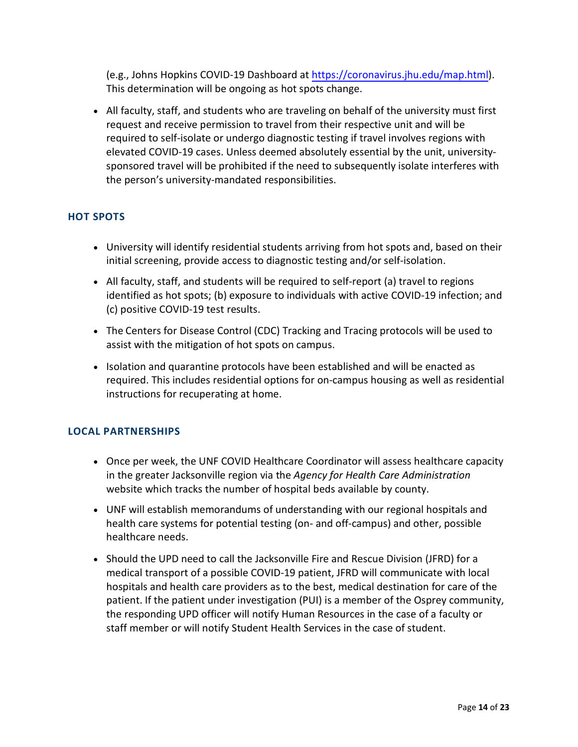(e.g., Johns Hopkins COVID-19 Dashboard at [https://coronavirus.jhu.edu/map.html](https://coronavirus.jhu.edu/map.html)). This determination will be ongoing as hot spots change.

- All faculty, staff, and students who are traveling on behalf of the university must first request and receive permission to travel from their respective unit and will be required to self-isolate or undergo diagnostic testing if travel involves regions with elevated COVID-19 cases. Unless deemed absolutely essential by the unit, university-sponsored travel will be prohibited if the need to subsequently isolate interferes with the person's university-mandated responsibilities.

### HOT SPOTS

- University will identify residential students arriving from hot spots and, based on their initial screening, provide access to diagnostic testing and/or self-isolation.
- All faculty, staff, and students will be required to self-report (a) travel to regions identified as hot spots; (b) exposure to individuals with active COVID-19 infection; and (c) positive COVID-19 test results.
- The Centers for Disease Control (CDC) Tracking and Tracing protocols will be used to assist with the mitigation of hot spots on campus.
- Isolation and quarantine protocols have been established and will be enacted as required. This includes residential options for on-campus housing as well as residential instructions for recuperating at home.

### LOCAL PARTNERSHIPS

- Once per week, the UNF COVID Healthcare Coordinator will assess healthcare capacity in the greater Jacksonville region via the *Agency for Health Care Administration* website which tracks the number of hospital beds available by county.
- UNF will establish memorandums of understanding with our regional hospitals and health care systems for potential testing (on- and off-campus) and other, possible healthcare needs.
- Should the UPD need to call the Jacksonville Fire and Rescue Division (JFRD) for a medical transport of a possible COVID-19 patient, JFRD will communicate with local hospitals and health care providers as to the best, medical destination for care of the patient. If the patient under investigation (PUI) is a member of the Osprey community, the responding UPD officer will notify Human Resources in the case of a faculty or staff member or will notify Student Health Services in the case of student.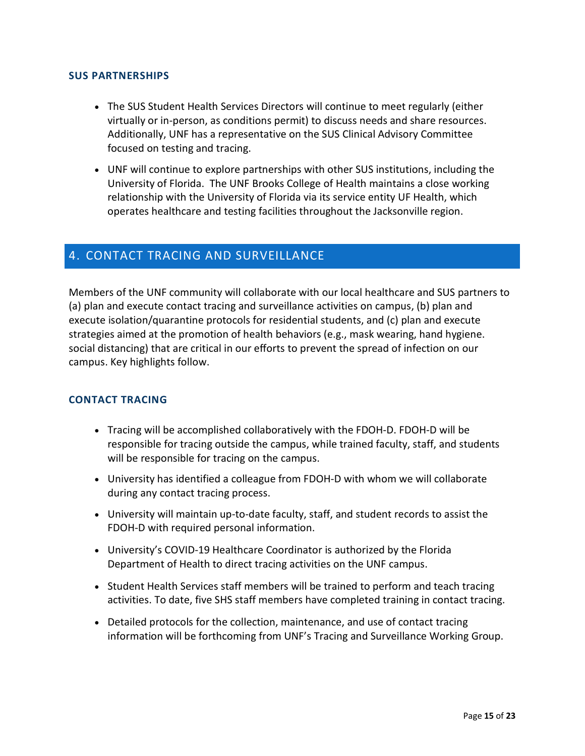### SUS PARTNERSHIPS

- The SUS Student Health Services Directors will continue to meet regularly (either virtually or in-person, as conditions permit) to discuss needs and share resources. Additionally, UNF has a representative on the SUS Clinical Advisory Committee focused on testing and tracing.
- UNF will continue to explore partnerships with other SUS institutions, including the University of Florida. The UNF Brooks College of Health maintains a close working relationship with the University of Florida via its service entity UF Health, which operates healthcare and testing facilities throughout the Jacksonville region.

## 4. CONTACT TRACING AND SURVEILLANCE

Members of the UNF community will collaborate with our local healthcare and SUS partners to (a) plan and execute contact tracing and surveillance activities on campus, (b) plan and execute isolation/quarantine protocols for residential students, and (c) plan and execute strategies aimed at the promotion of health behaviors (e.g., mask wearing, hand hygiene. social distancing) that are critical in our efforts to prevent the spread of infection on our campus. Key highlights follow.

### CONTACT TRACING

- Tracing will be accomplished collaboratively with the FDOH-D. FDOH-D will be responsible for tracing outside the campus, while trained faculty, staff, and students will be responsible for tracing on the campus.
- University has identified a colleague from FDOH-D with whom we will collaborate during any contact tracing process.
- University will maintain up-to-date faculty, staff, and student records to assist the FDOH-D with required personal information.
- University's COVID-19 Healthcare Coordinator is authorized by the Florida Department of Health to direct tracing activities on the UNF campus.
- Student Health Services staff members will be trained to perform and teach tracing activities. To date, five SHS staff members have completed training in contact tracing.
- Detailed protocols for the collection, maintenance, and use of contact tracing information will be forthcoming from UNF's Tracing and Surveillance Working Group.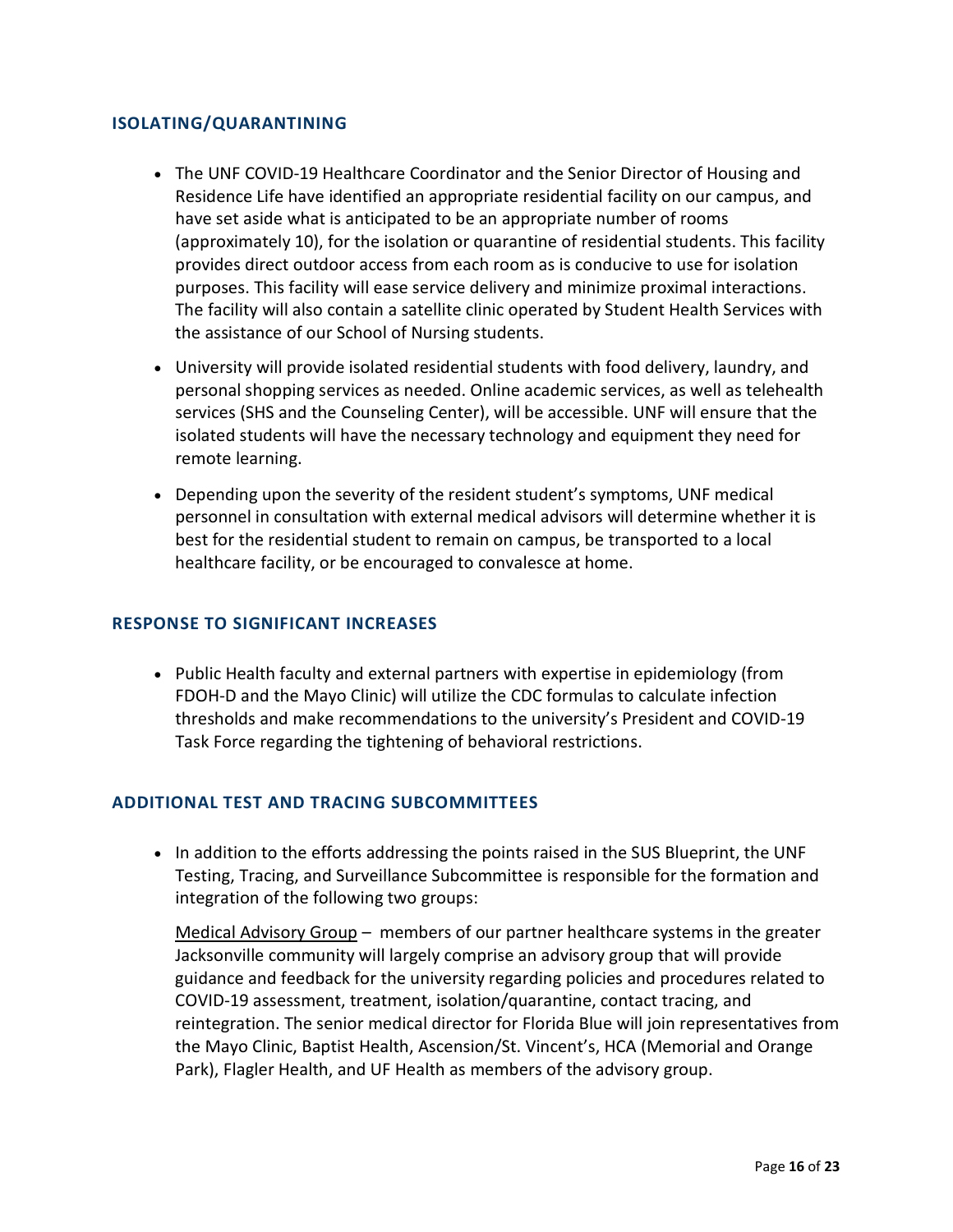## ISOLATING/QUARANTINING

- The UNF COVID-19 Healthcare Coordinator and the Senior Director of Housing and Residence Life have identified an appropriate residential facility on our campus, and have set aside what is anticipated to be an appropriate number of rooms (approximately 10), for the isolation or quarantine of residential students. This facility provides direct outdoor access from each room as is conducive to use for isolation purposes. This facility will ease service delivery and minimize proximal interactions. The facility will also contain a satellite clinic operated by Student Health Services with the assistance of our School of Nursing students.
- University will provide isolated residential students with food delivery, laundry, and personal shopping services as needed. Online academic services, as well as telehealth services (SHS and the Counseling Center), will be accessible. UNF will ensure that the isolated students will have the necessary technology and equipment they need for remote learning.
- Depending upon the severity of the resident student's symptoms, UNF medical personnel in consultation with external medical advisors will determine whether it is best for the residential student to remain on campus, be transported to a local healthcare facility, or be encouraged to convalesce at home.

## RESPONSE TO SIGNIFICANT INCREASES

- Public Health faculty and external partners with expertise in epidemiology (from FDOH-D and the Mayo Clinic) will utilize the CDC formulas to calculate infection thresholds and make recommendations to the university's President and COVID-19 Task Force regarding the tightening of behavioral restrictions.

## ADDITIONAL TEST AND TRACING SUBCOMMITTEES

- In addition to the efforts addressing the points raised in the SUS Blueprint, the UNF Testing, Tracing, and Surveillance Subcommittee is responsible for the formation and integration of the following two groups:

  Medical Advisory Group – members of our partner healthcare systems in the greater Jacksonville community will largely comprise an advisory group that will provide guidance and feedback for the university regarding policies and procedures related to COVID-19 assessment, treatment, isolation/quarantine, contact tracing, and reintegration. The senior medical director for Florida Blue will join representatives from the Mayo Clinic, Baptist Health, Ascension/St. Vincent's, HCA (Memorial and Orange Park), Flagler Health, and UF Health as members of the advisory group.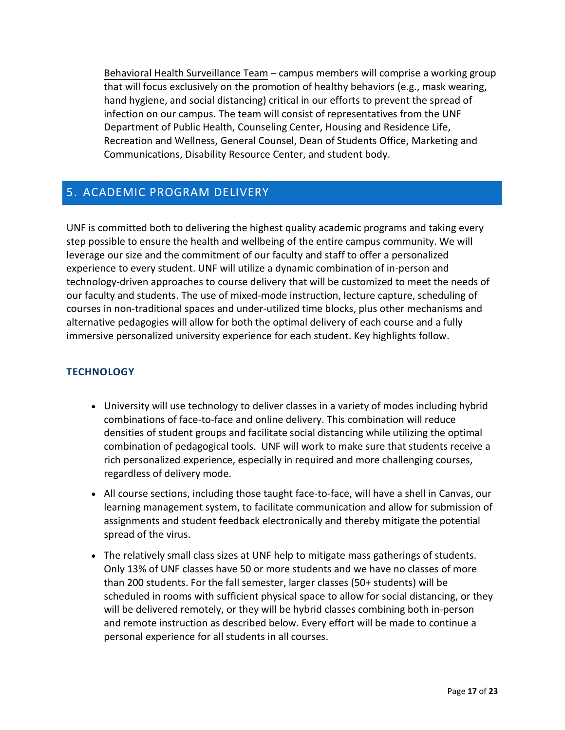<u>Behavioral Health Surveillance Team</u> – campus members will comprise a working group that will focus exclusively on the promotion of healthy behaviors (e.g., mask wearing, hand hygiene, and social distancing) critical in our efforts to prevent the spread of infection on our campus. The team will consist of representatives from the UNF Department of Public Health, Counseling Center, Housing and Residence Life, Recreation and Wellness, General Counsel, Dean of Students Office, Marketing and Communications, Disability Resource Center, and student body.

## 5. ACADEMIC PROGRAM DELIVERY

UNF is committed both to delivering the highest quality academic programs and taking every step possible to ensure the health and wellbeing of the entire campus community. We will leverage our size and the commitment of our faculty and staff to offer a personalized experience to every student. UNF will utilize a dynamic combination of in-person and technology-driven approaches to course delivery that will be customized to meet the needs of our faculty and students. The use of mixed-mode instruction, lecture capture, scheduling of courses in non-traditional spaces and under-utilized time blocks, plus other mechanisms and alternative pedagogies will allow for both the optimal delivery of each course and a fully immersive personalized university experience for each student. Key highlights follow.

### TECHNOLOGY

- University will use technology to deliver classes in a variety of modes including hybrid combinations of face-to-face and online delivery. This combination will reduce densities of student groups and facilitate social distancing while utilizing the optimal combination of pedagogical tools. UNF will work to make sure that students receive a rich personalized experience, especially in required and more challenging courses, regardless of delivery mode.
- All course sections, including those taught face-to-face, will have a shell in Canvas, our learning management system, to facilitate communication and allow for submission of assignments and student feedback electronically and thereby mitigate the potential spread of the virus.
- The relatively small class sizes at UNF help to mitigate mass gatherings of students. Only 13% of UNF classes have 50 or more students and we have no classes of more than 200 students. For the fall semester, larger classes (50+ students) will be scheduled in rooms with sufficient physical space to allow for social distancing, or they will be delivered remotely, or they will be hybrid classes combining both in-person and remote instruction as described below. Every effort will be made to continue a personal experience for all students in all courses.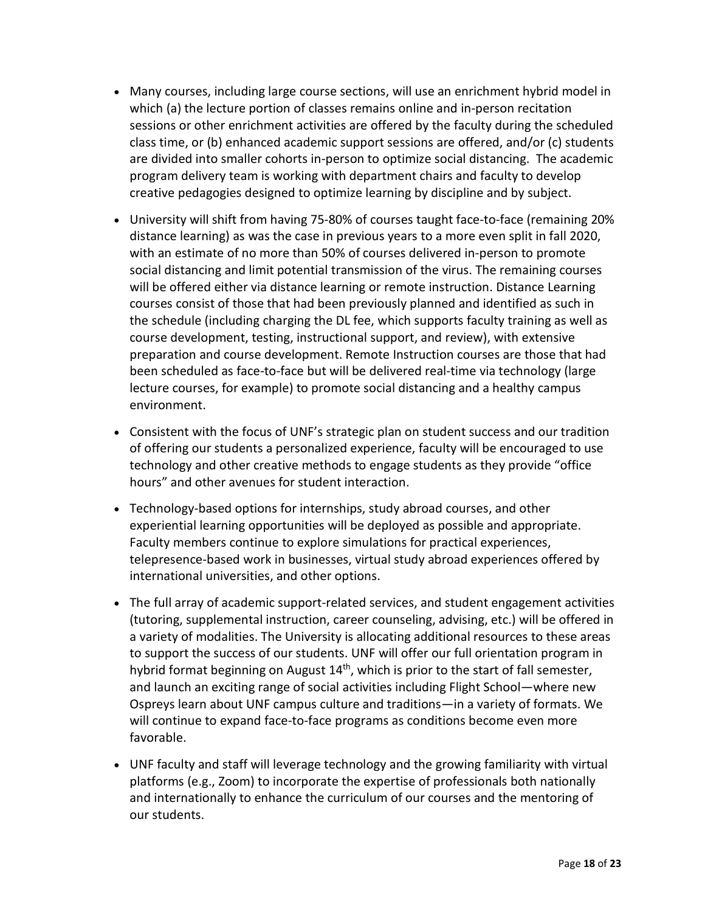- Many courses, including large course sections, will use an enrichment hybrid model in which (a) the lecture portion of classes remains online and in-person recitation sessions or other enrichment activities are offered by the faculty during the scheduled class time, or (b) enhanced academic support sessions are offered, and/or (c) students are divided into smaller cohorts in-person to optimize social distancing. The academic program delivery team is working with department chairs and faculty to develop creative pedagogies designed to optimize learning by discipline and by subject.
- University will shift from having 75-80% of courses taught face-to-face (remaining 20% distance learning) as was the case in previous years to a more even split in fall 2020, with an estimate of no more than 50% of courses delivered in-person to promote social distancing and limit potential transmission of the virus. The remaining courses will be offered either via distance learning or remote instruction. Distance Learning courses consist of those that had been previously planned and identified as such in the schedule (including charging the DL fee, which supports faculty training as well as course development, testing, instructional support, and review), with extensive preparation and course development. Remote Instruction courses are those that had been scheduled as face-to-face but will be delivered real-time via technology (large lecture courses, for example) to promote social distancing and a healthy campus environment.
- Consistent with the focus of UNF's strategic plan on student success and our tradition of offering our students a personalized experience, faculty will be encouraged to use technology and other creative methods to engage students as they provide "office hours" and other avenues for student interaction.
- Technology-based options for internships, study abroad courses, and other experiential learning opportunities will be deployed as possible and appropriate. Faculty members continue to explore simulations for practical experiences, telepresence-based work in businesses, virtual study abroad experiences offered by international universities, and other options.
- The full array of academic support-related services, and student engagement activities (tutoring, supplemental instruction, career counseling, advising, etc.) will be offered in a variety of modalities. The University is allocating additional resources to these areas to support the success of our students. UNF will offer our full orientation program in hybrid format beginning on August 14th, which is prior to the start of fall semester, and launch an exciting range of social activities including Flight School—where new Ospreys learn about UNF campus culture and traditions—in a variety of formats. We will continue to expand face-to-face programs as conditions become even more favorable.
- UNF faculty and staff will leverage technology and the growing familiarity with virtual platforms (e.g., Zoom) to incorporate the expertise of professionals both nationally and internationally to enhance the curriculum of our courses and the mentoring of our students.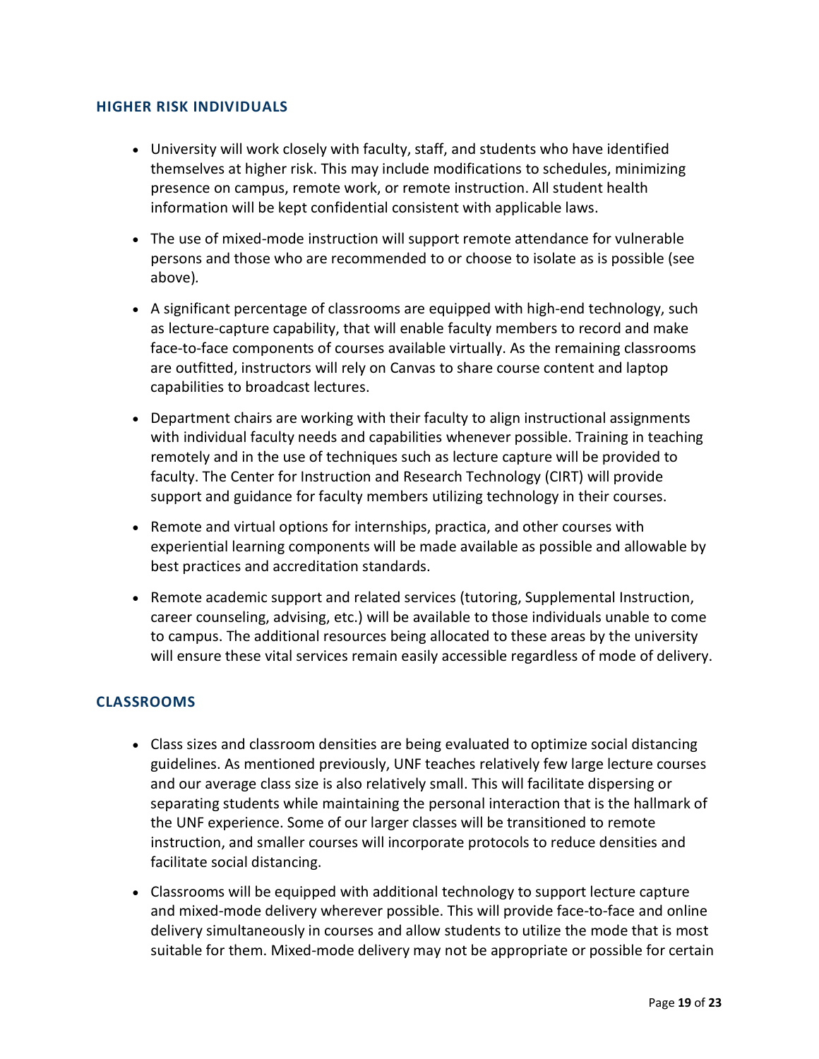## HIGHER RISK INDIVIDUALS

- University will work closely with faculty, staff, and students who have identified themselves at higher risk. This may include modifications to schedules, minimizing presence on campus, remote work, or remote instruction. All student health information will be kept confidential consistent with applicable laws.
- The use of mixed-mode instruction will support remote attendance for vulnerable persons and those who are recommended to or choose to isolate as is possible (see above).
- A significant percentage of classrooms are equipped with high-end technology, such as lecture-capture capability, that will enable faculty members to record and make face-to-face components of courses available virtually. As the remaining classrooms are outfitted, instructors will rely on Canvas to share course content and laptop capabilities to broadcast lectures.
- Department chairs are working with their faculty to align instructional assignments with individual faculty needs and capabilities whenever possible. Training in teaching remotely and in the use of techniques such as lecture capture will be provided to faculty. The Center for Instruction and Research Technology (CIRT) will provide support and guidance for faculty members utilizing technology in their courses.
- Remote and virtual options for internships, practica, and other courses with experiential learning components will be made available as possible and allowable by best practices and accreditation standards.
- Remote academic support and related services (tutoring, Supplemental Instruction, career counseling, advising, etc.) will be available to those individuals unable to come to campus. The additional resources being allocated to these areas by the university will ensure these vital services remain easily accessible regardless of mode of delivery.

## CLASSROOMS

- Class sizes and classroom densities are being evaluated to optimize social distancing guidelines. As mentioned previously, UNF teaches relatively few large lecture courses and our average class size is also relatively small. This will facilitate dispersing or separating students while maintaining the personal interaction that is the hallmark of the UNF experience. Some of our larger classes will be transitioned to remote instruction, and smaller courses will incorporate protocols to reduce densities and facilitate social distancing.
- Classrooms will be equipped with additional technology to support lecture capture and mixed-mode delivery wherever possible. This will provide face-to-face and online delivery simultaneously in courses and allow students to utilize the mode that is most suitable for them. Mixed-mode delivery may not be appropriate or possible for certain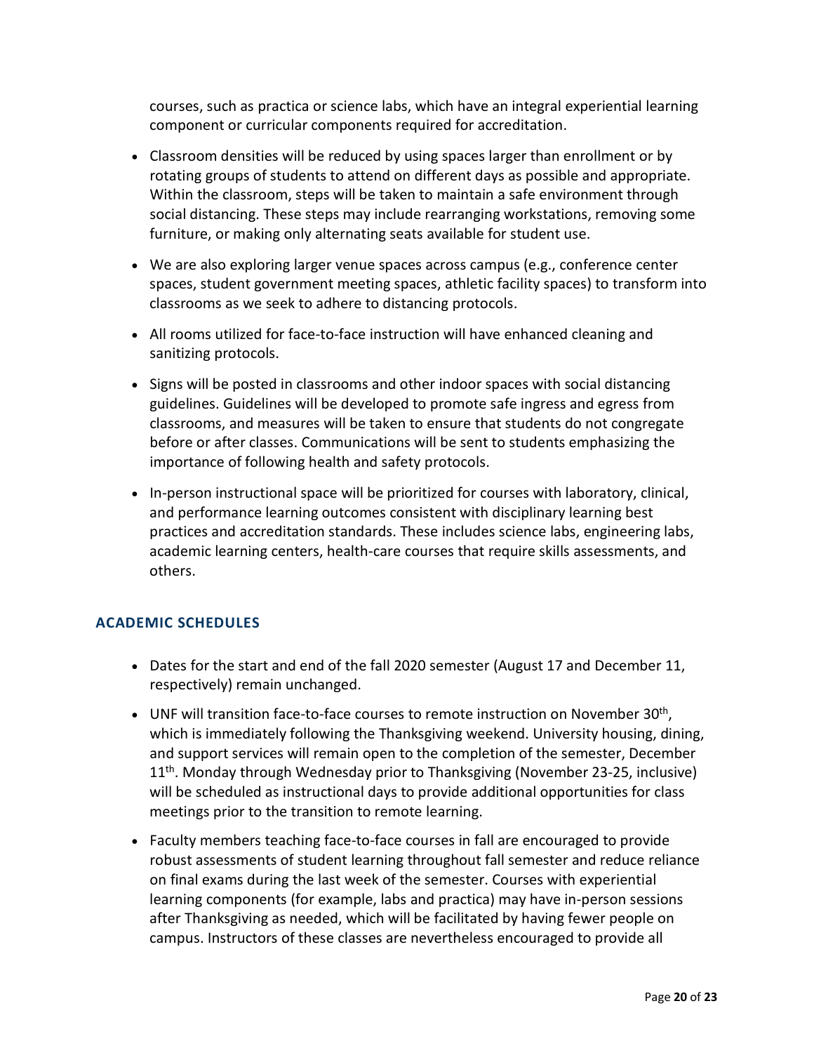courses, such as practica or science labs, which have an integral experiential learning component or curricular components required for accreditation.

- Classroom densities will be reduced by using spaces larger than enrollment or by rotating groups of students to attend on different days as possible and appropriate. Within the classroom, steps will be taken to maintain a safe environment through social distancing. These steps may include rearranging workstations, removing some furniture, or making only alternating seats available for student use.
- We are also exploring larger venue spaces across campus (e.g., conference center spaces, student government meeting spaces, athletic facility spaces) to transform into classrooms as we seek to adhere to distancing protocols.
- All rooms utilized for face-to-face instruction will have enhanced cleaning and sanitizing protocols.
- Signs will be posted in classrooms and other indoor spaces with social distancing guidelines. Guidelines will be developed to promote safe ingress and egress from classrooms, and measures will be taken to ensure that students do not congregate before or after classes. Communications will be sent to students emphasizing the importance of following health and safety protocols.
- In-person instructional space will be prioritized for courses with laboratory, clinical, and performance learning outcomes consistent with disciplinary learning best practices and accreditation standards. These includes science labs, engineering labs, academic learning centers, health-care courses that require skills assessments, and others.

## ACADEMIC SCHEDULES

- Dates for the start and end of the fall 2020 semester (August 17 and December 11, respectively) remain unchanged.
- UNF will transition face-to-face courses to remote instruction on November 30th, which is immediately following the Thanksgiving weekend. University housing, dining, and support services will remain open to the completion of the semester, December 11th. Monday through Wednesday prior to Thanksgiving (November 23-25, inclusive) will be scheduled as instructional days to provide additional opportunities for class meetings prior to the transition to remote learning.
- Faculty members teaching face-to-face courses in fall are encouraged to provide robust assessments of student learning throughout fall semester and reduce reliance on final exams during the last week of the semester. Courses with experiential learning components (for example, labs and practica) may have in-person sessions after Thanksgiving as needed, which will be facilitated by having fewer people on campus. Instructors of these classes are nevertheless encouraged to provide all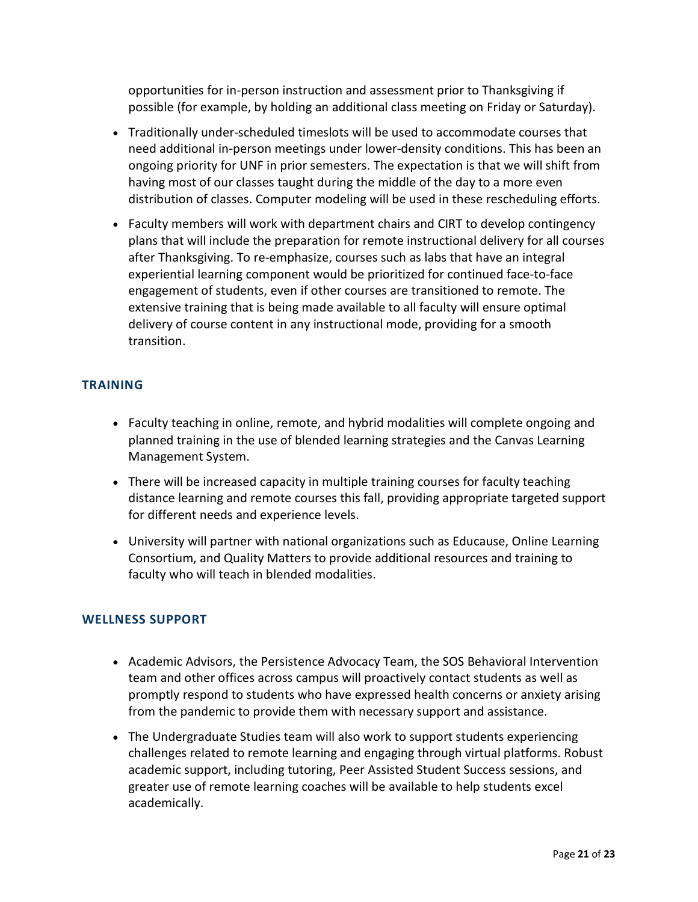opportunities for in-person instruction and assessment prior to Thanksgiving if possible (for example, by holding an additional class meeting on Friday or Saturday).

- Traditionally under-scheduled timeslots will be used to accommodate courses that need additional in-person meetings under lower-density conditions. This has been an ongoing priority for UNF in prior semesters. The expectation is that we will shift from having most of our classes taught during the middle of the day to a more even distribution of classes. Computer modeling will be used in these rescheduling efforts.
- Faculty members will work with department chairs and CIRT to develop contingency plans that will include the preparation for remote instructional delivery for all courses after Thanksgiving. To re-emphasize, courses such as labs that have an integral experiential learning component would be prioritized for continued face-to-face engagement of students, even if other courses are transitioned to remote. The extensive training that is being made available to all faculty will ensure optimal delivery of course content in any instructional mode, providing for a smooth transition.

### TRAINING

- Faculty teaching in online, remote, and hybrid modalities will complete ongoing and planned training in the use of blended learning strategies and the Canvas Learning Management System.
- There will be increased capacity in multiple training courses for faculty teaching distance learning and remote courses this fall, providing appropriate targeted support for different needs and experience levels.
- University will partner with national organizations such as Educause, Online Learning Consortium, and Quality Matters to provide additional resources and training to faculty who will teach in blended modalities.

### WELLNESS SUPPORT

- Academic Advisors, the Persistence Advocacy Team, the SOS Behavioral Intervention team and other offices across campus will proactively contact students as well as promptly respond to students who have expressed health concerns or anxiety arising from the pandemic to provide them with necessary support and assistance.
- The Undergraduate Studies team will also work to support students experiencing challenges related to remote learning and engaging through virtual platforms. Robust academic support, including tutoring, Peer Assisted Student Success sessions, and greater use of remote learning coaches will be available to help students excel academically.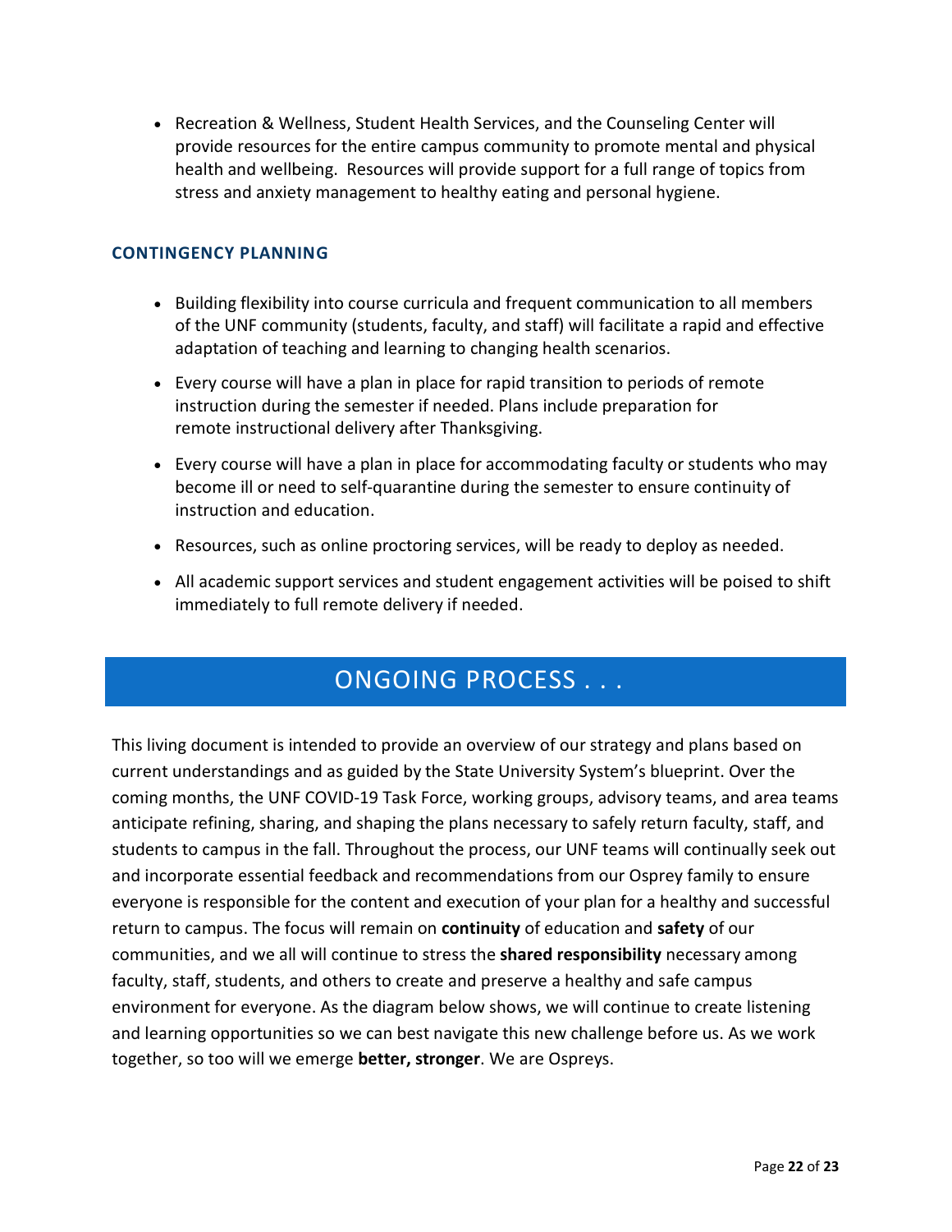- Recreation & Wellness, Student Health Services, and the Counseling Center will provide resources for the entire campus community to promote mental and physical health and wellbeing. Resources will provide support for a full range of topics from stress and anxiety management to healthy eating and personal hygiene.

### CONTINGENCY PLANNING

- Building flexibility into course curricula and frequent communication to all members of the UNF community (students, faculty, and staff) will facilitate a rapid and effective adaptation of teaching and learning to changing health scenarios.
- Every course will have a plan in place for rapid transition to periods of remote instruction during the semester if needed. Plans include preparation for remote instructional delivery after Thanksgiving.
- Every course will have a plan in place for accommodating faculty or students who may become ill or need to self-quarantine during the semester to ensure continuity of instruction and education.
- Resources, such as online proctoring services, will be ready to deploy as needed.
- All academic support services and student engagement activities will be poised to shift immediately to full remote delivery if needed.

## ONGOING PROCESS . . .

This living document is intended to provide an overview of our strategy and plans based on current understandings and as guided by the State University System's blueprint. Over the coming months, the UNF COVID-19 Task Force, working groups, advisory teams, and area teams anticipate refining, sharing, and shaping the plans necessary to safely return faculty, staff, and students to campus in the fall. Throughout the process, our UNF teams will continually seek out and incorporate essential feedback and recommendations from our Osprey family to ensure everyone is responsible for the content and execution of your plan for a healthy and successful return to campus. The focus will remain on **continuity** of education and **safety** of our communities, and we all will continue to stress the **shared responsibility** necessary among faculty, staff, students, and others to create and preserve a healthy and safe campus environment for everyone. As the diagram below shows, we will continue to create listening and learning opportunities so we can best navigate this new challenge before us. As we work together, so too will we emerge **better, stronger**. We are Ospreys.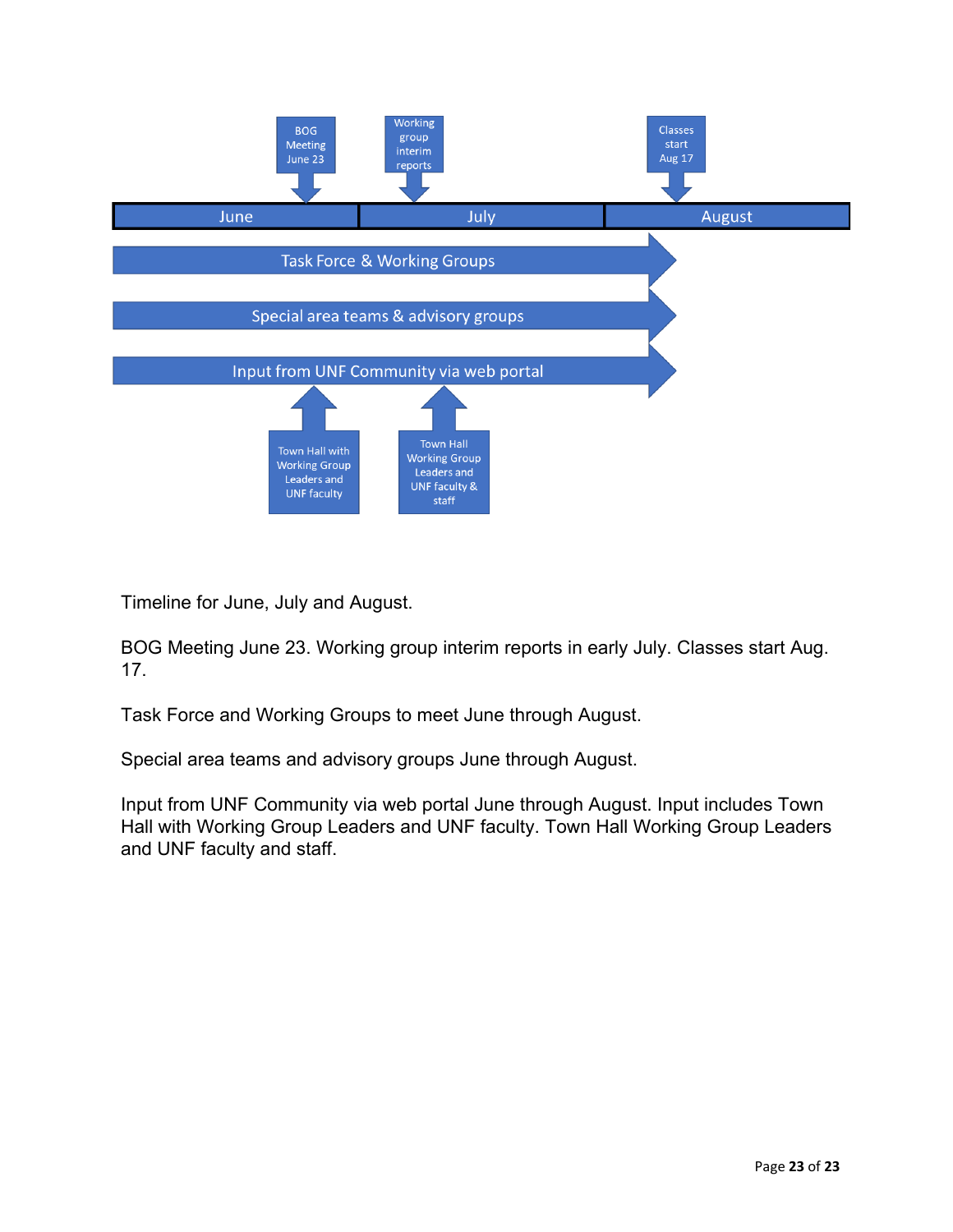BOG Meeting June 23

Working group interim reports

Classes start Aug 17

June

July

August

Task Force & Working Groups

Special area teams & advisory groups

Input from UNF Community via web portal

Town Hall with Working Group Leaders and UNF faculty

Town Hall Working Group Leaders and UNF faculty & staff

Timeline for June, July and August.

BOG Meeting June 23. Working group interim reports in early July. Classes start Aug. 17.

Task Force and Working Groups to meet June through August.

Special area teams and advisory groups June through August.

Input from UNF Community via web portal June through August. Input includes Town Hall with Working Group Leaders and UNF faculty. Town Hall Working Group Leaders and UNF faculty and staff.